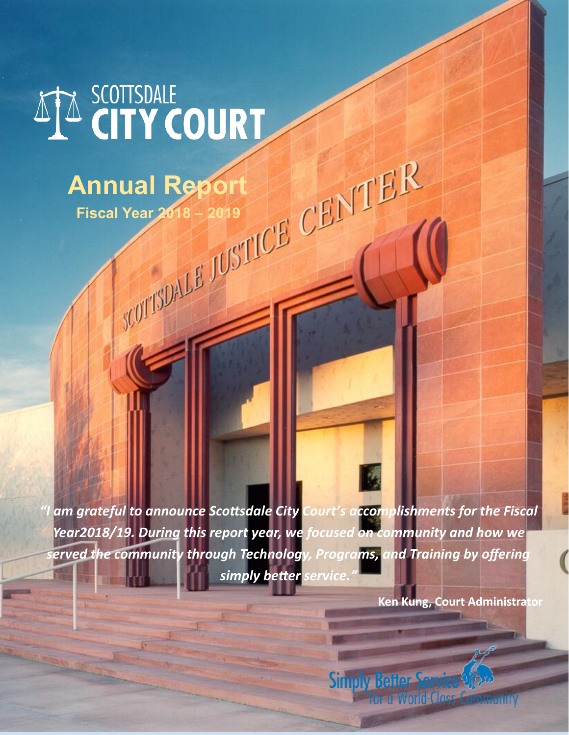# SCOTTSDALE CITY COURT

## Annual Report

**Fiscal Year 2018 – 2019**

***"I am grateful to announce Scottsdale City Court's accomplishments for the Fiscal Year2018/19. During this report year, we focused on community and how we served the community through Technology, Programs, and Training by offering simply better service."***

**Ken Kung, Court Administrator**

Simply Better Service for a World-Class Community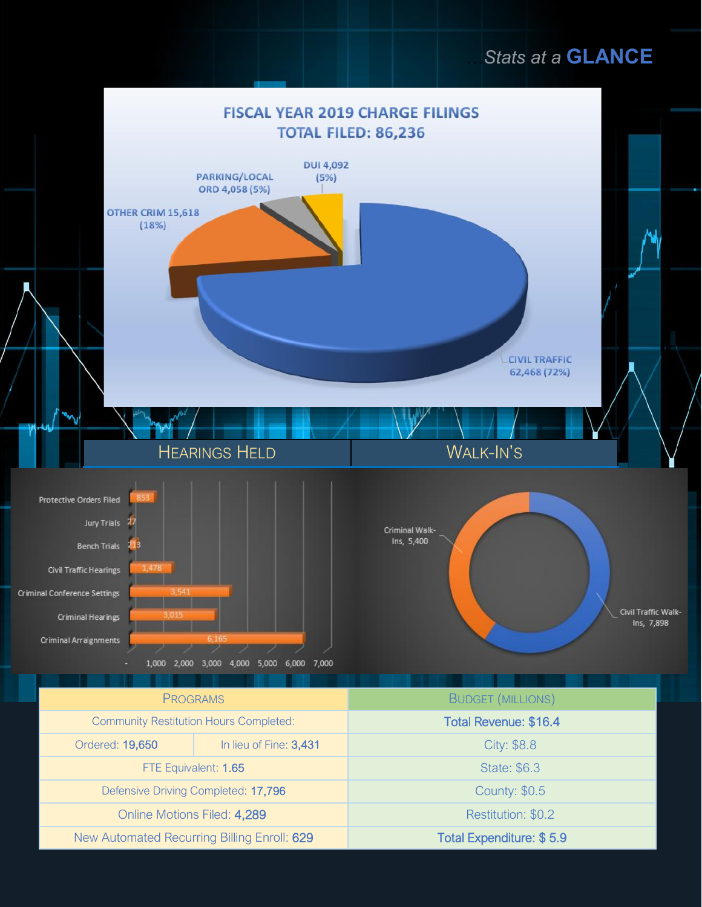# ...Stats at a **GLANCE**

## FISCAL YEAR 2019 CHARGE FILINGS

**TOTAL FILED: 86,236**

- CIVIL TRAFFIC 62,468 (72%)
- OTHER CRIM 15,618 (18%)
- PARKING/LOCAL ORD 4,058 (5%)
- DUI 4,092 (5%)

## HEARINGS HELD

| Hearing Type | Count |
|---|---|
| Protective Orders Filed | 853 |
| Jury Trials | 27 |
| Bench Trials | 213 |
| Civil Traffic Hearings | 1,478 |
| Criminal Conference Settings | 3,541 |
| Criminal Hearings | 3,015 |
| Criminal Arraignments | 6,165 |

## WALK-IN'S

- Criminal Walk-Ins, 5,400
- Civil Traffic Walk-Ins, 7,898

| PROGRAMS | | BUDGET (MILLIONS) |
|---|---|---|
| Community Restitution Hours Completed: | | **Total Revenue: $16.4** |
| Ordered: **19,650** | In lieu of Fine: **3,431** | City: $8.8 |
| FTE Equivalent: **1.65** | | State: $6.3 |
| Defensive Driving Completed: **17,796** | | County: $0.5 |
| Online Motions Filed: **4,289** | | Restitution: $0.2 |
| New Automated Recurring Billing Enroll: **629** | | **Total Expenditure: $ 5.9** |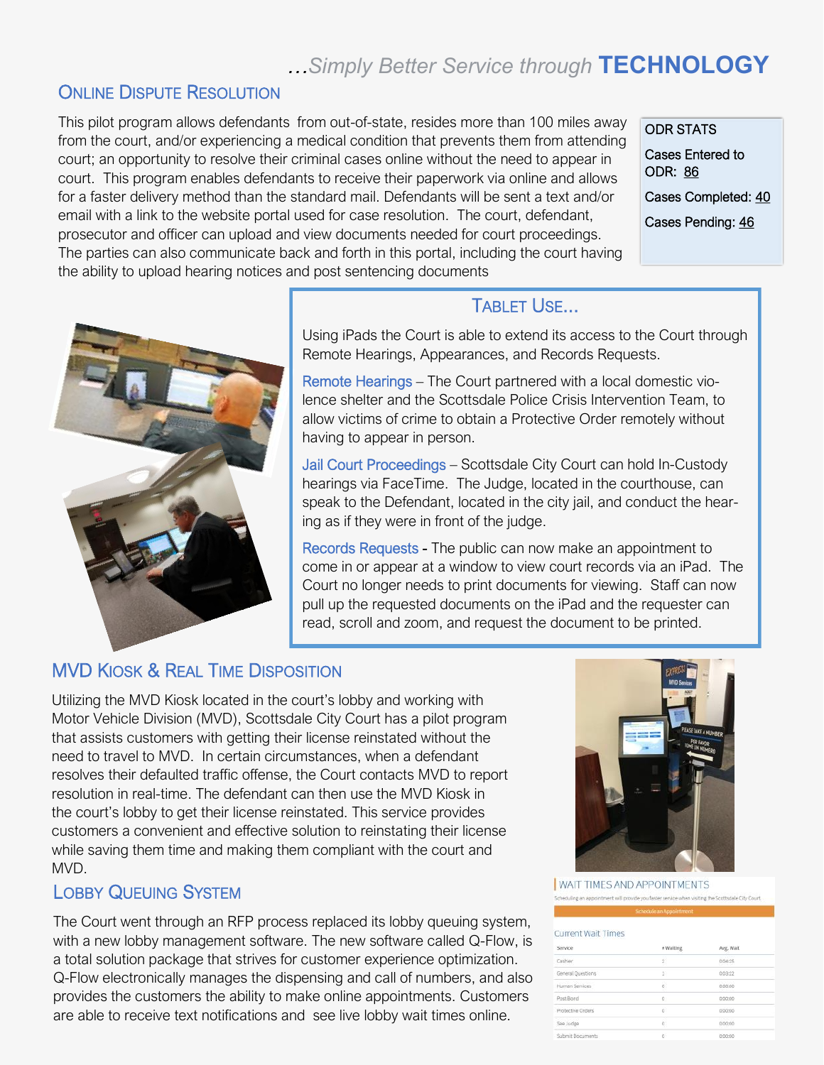*...Simply Better Service through* **TECHNOLOGY**

## Online Dispute Resolution

This pilot program allows defendants from out-of-state, resides more than 100 miles away from the court, and/or experiencing a medical condition that prevents them from attending court; an opportunity to resolve their criminal cases online without the need to appear in court. This program enables defendants to receive their paperwork via online and allows for a faster delivery method than the standard mail. Defendants will be sent a text and/or email with a link to the website portal used for case resolution. The court, defendant, prosecutor and officer can upload and view documents needed for court proceedings. The parties can also communicate back and forth in this portal, including the court having the ability to upload hearing notices and post sentencing documents

**ODR STATS**

Cases Entered to ODR: 86

Cases Completed: 40

Cases Pending: 46

## Tablet Use...

Using iPads the Court is able to extend its access to the Court through Remote Hearings, Appearances, and Records Requests.

**Remote Hearings** – The Court partnered with a local domestic violence shelter and the Scottsdale Police Crisis Intervention Team, to allow victims of crime to obtain a Protective Order remotely without having to appear in person.

**Jail Court Proceedings** – Scottsdale City Court can hold In-Custody hearings via FaceTime. The Judge, located in the courthouse, can speak to the Defendant, located in the city jail, and conduct the hearing as if they were in front of the judge.

**Records Requests** - The public can now make an appointment to come in or appear at a window to view court records via an iPad. The Court no longer needs to print documents for viewing. Staff can now pull up the requested documents on the iPad and the requester can read, scroll and zoom, and request the document to be printed.

## MVD Kiosk & Real Time Disposition

Utilizing the MVD Kiosk located in the court's lobby and working with Motor Vehicle Division (MVD), Scottsdale City Court has a pilot program that assists customers with getting their license reinstated without the need to travel to MVD. In certain circumstances, when a defendant resolves their defaulted traffic offense, the Court contacts MVD to report resolution in real-time. The defendant can then use the MVD Kiosk in the court's lobby to get their license reinstated. This service provides customers a convenient and effective solution to reinstating their license while saving them time and making them compliant with the court and MVD.

## Lobby Queuing System

The Court went through an RFP process replaced its lobby queuing system, with a new lobby management software. The new software called Q-Flow, is a total solution package that strives for customer experience optimization. Q-Flow electronically manages the dispensing and call of numbers, and also provides the customers the ability to make online appointments. Customers are able to receive text notifications and see live lobby wait times online.

WAIT TIMES AND APPOINTMENTS

Scheduling an appointment will provide you faster service when visiting the Scottsdale City Court

Schedule an Appointment

Current Wait Times

| Service | # Waiting | Avg. Wait |
|---|---|---|
| Cashier | 2 | 0:04:15 |
| General Questions | 1 | 0:03:12 |
| Human Services | 0 | 0:00:00 |
| Post Bond | 0 | 0:00:00 |
| Protective Orders | 0 | 0:00:00 |
| See Judge | 0 | 0:00:00 |
| Submit Documents | 0 | 0:00:00 |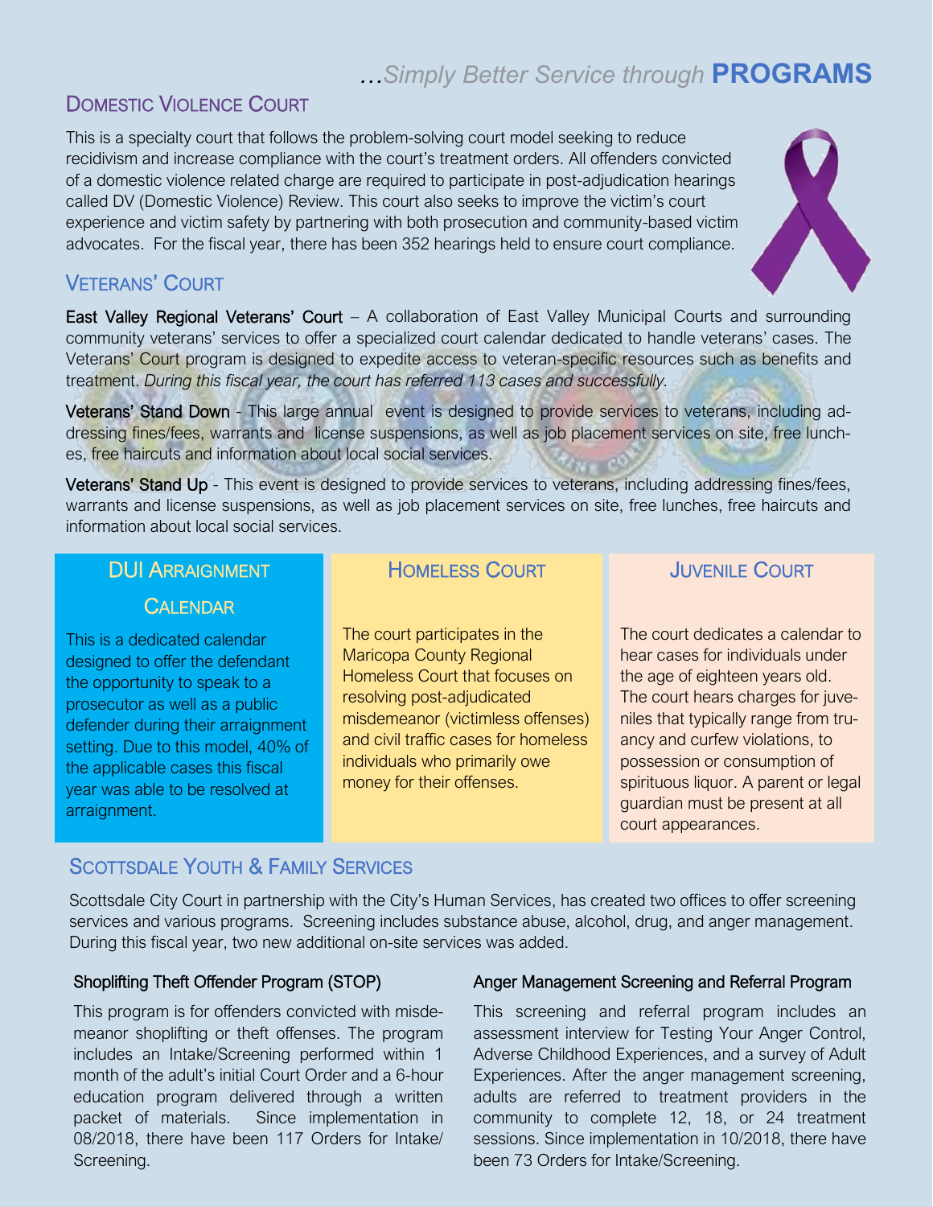## …Simply Better Service through **PROGRAMS**

### Domestic Violence Court

This is a specialty court that follows the problem-solving court model seeking to reduce recidivism and increase compliance with the court's treatment orders. All offenders convicted of a domestic violence related charge are required to participate in post-adjudication hearings called DV (Domestic Violence) Review. This court also seeks to improve the victim's court experience and victim safety by partnering with both prosecution and community-based victim advocates. For the fiscal year, there has been 352 hearings held to ensure court compliance.

### Veterans' Court

**East Valley Regional Veterans' Court** – A collaboration of East Valley Municipal Courts and surrounding community veterans' services to offer a specialized court calendar dedicated to handle veterans' cases. The Veterans' Court program is designed to expedite access to veteran-specific resources such as benefits and treatment. *During this fiscal year, the court has referred 113 cases and successfully.*

**Veterans' Stand Down** - This large annual event is designed to provide services to veterans, including addressing fines/fees, warrants and license suspensions, as well as job placement services on site, free lunches, free haircuts and information about local social services.

**Veterans' Stand Up** - This event is designed to provide services to veterans, including addressing fines/fees, warrants and license suspensions, as well as job placement services on site, free lunches, free haircuts and information about local social services.

### DUI Arraignment Calendar

This is a dedicated calendar designed to offer the defendant the opportunity to speak to a prosecutor as well as a public defender during their arraignment setting. Due to this model, 40% of the applicable cases this fiscal year was able to be resolved at arraignment.

### Homeless Court

The court participates in the Maricopa County Regional Homeless Court that focuses on resolving post-adjudicated misdemeanor (victimless offenses) and civil traffic cases for homeless individuals who primarily owe money for their offenses.

### Juvenile Court

The court dedicates a calendar to hear cases for individuals under the age of eighteen years old. The court hears charges for juveniles that typically range from truancy and curfew violations, to possession or consumption of spirituous liquor. A parent or legal guardian must be present at all court appearances.

### Scottsdale Youth & Family Services

Scottsdale City Court in partnership with the City's Human Services, has created two offices to offer screening services and various programs. Screening includes substance abuse, alcohol, drug, and anger management. During this fiscal year, two new additional on-site services was added.

#### Shoplifting Theft Offender Program (STOP)

This program is for offenders convicted with misdemeanor shoplifting or theft offenses. The program includes an Intake/Screening performed within 1 month of the adult's initial Court Order and a 6-hour education program delivered through a written packet of materials. Since implementation in 08/2018, there have been 117 Orders for Intake/Screening.

#### Anger Management Screening and Referral Program

This screening and referral program includes an assessment interview for Testing Your Anger Control, Adverse Childhood Experiences, and a survey of Adult Experiences. After the anger management screening, adults are referred to treatment providers in the community to complete 12, 18, or 24 treatment sessions. Since implementation in 10/2018, there have been 73 Orders for Intake/Screening.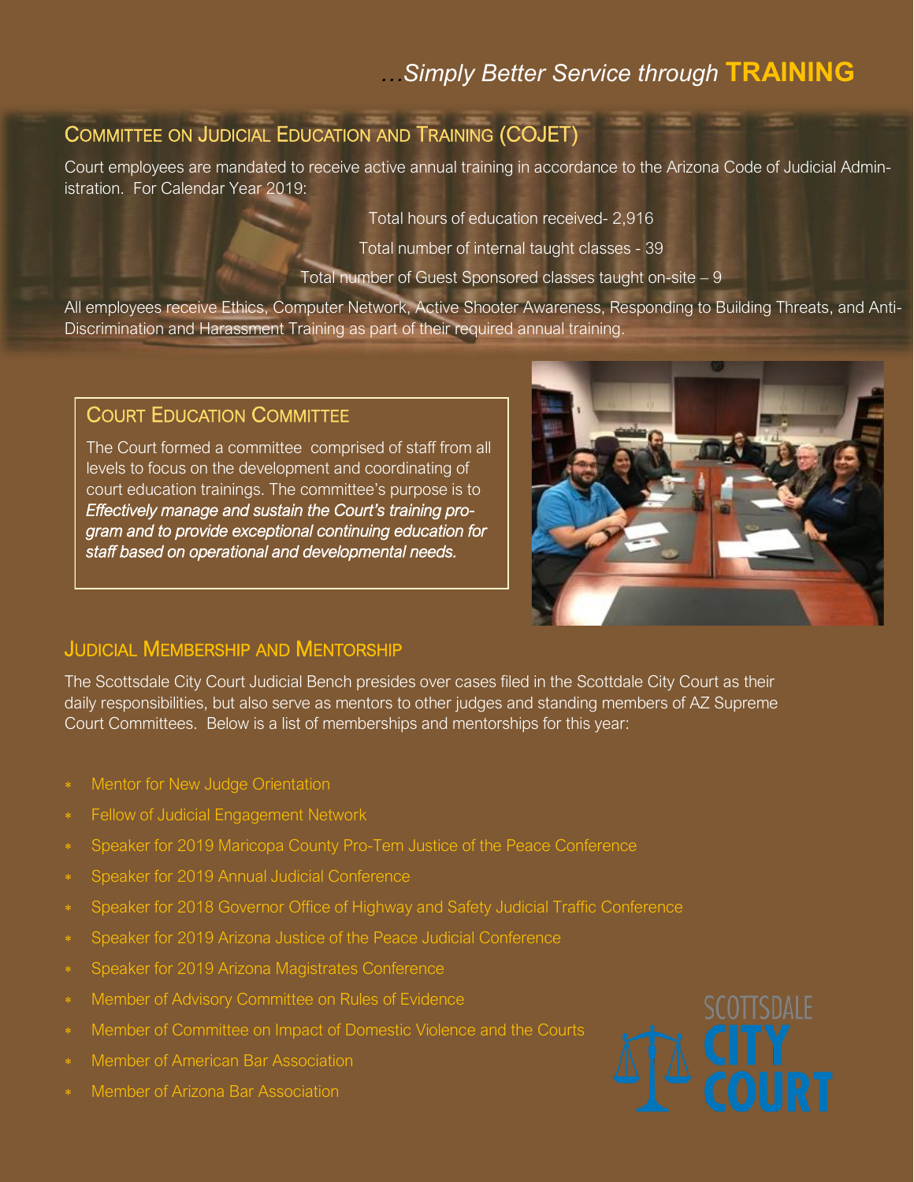# …Simply Better Service through **TRAINING**

## Committee on Judicial Education and Training (COJET)

Court employees are mandated to receive active annual training in accordance to the Arizona Code of Judicial Administration. For Calendar Year 2019:

Total hours of education received- 2,916

Total number of internal taught classes - 39

Total number of Guest Sponsored classes taught on-site – 9

All employees receive Ethics, Computer Network, Active Shooter Awareness, Responding to Building Threats, and Anti-Discrimination and Harassment Training as part of their required annual training.

## Court Education Committee

The Court formed a committee comprised of staff from all levels to focus on the development and coordinating of court education trainings. The committee's purpose is to *Effectively manage and sustain the Court's training program and to provide exceptional continuing education for staff based on operational and developmental needs.*

## Judicial Membership and Mentorship

The Scottsdale City Court Judicial Bench presides over cases filed in the Scottsdale City Court as their daily responsibilities, but also serve as mentors to other judges and standing members of AZ Supreme Court Committees. Below is a list of memberships and mentorships for this year:

- Mentor for New Judge Orientation
- Fellow of Judicial Engagement Network
- Speaker for 2019 Maricopa County Pro-Tem Justice of the Peace Conference
- Speaker for 2019 Annual Judicial Conference
- Speaker for 2018 Governor Office of Highway and Safety Judicial Traffic Conference
- Speaker for 2019 Arizona Justice of the Peace Judicial Conference
- Speaker for 2019 Arizona Magistrates Conference
- Member of Advisory Committee on Rules of Evidence
- Member of Committee on Impact of Domestic Violence and the Courts
- Member of American Bar Association
- Member of Arizona Bar Association

SCOTTSDALE CITY COURT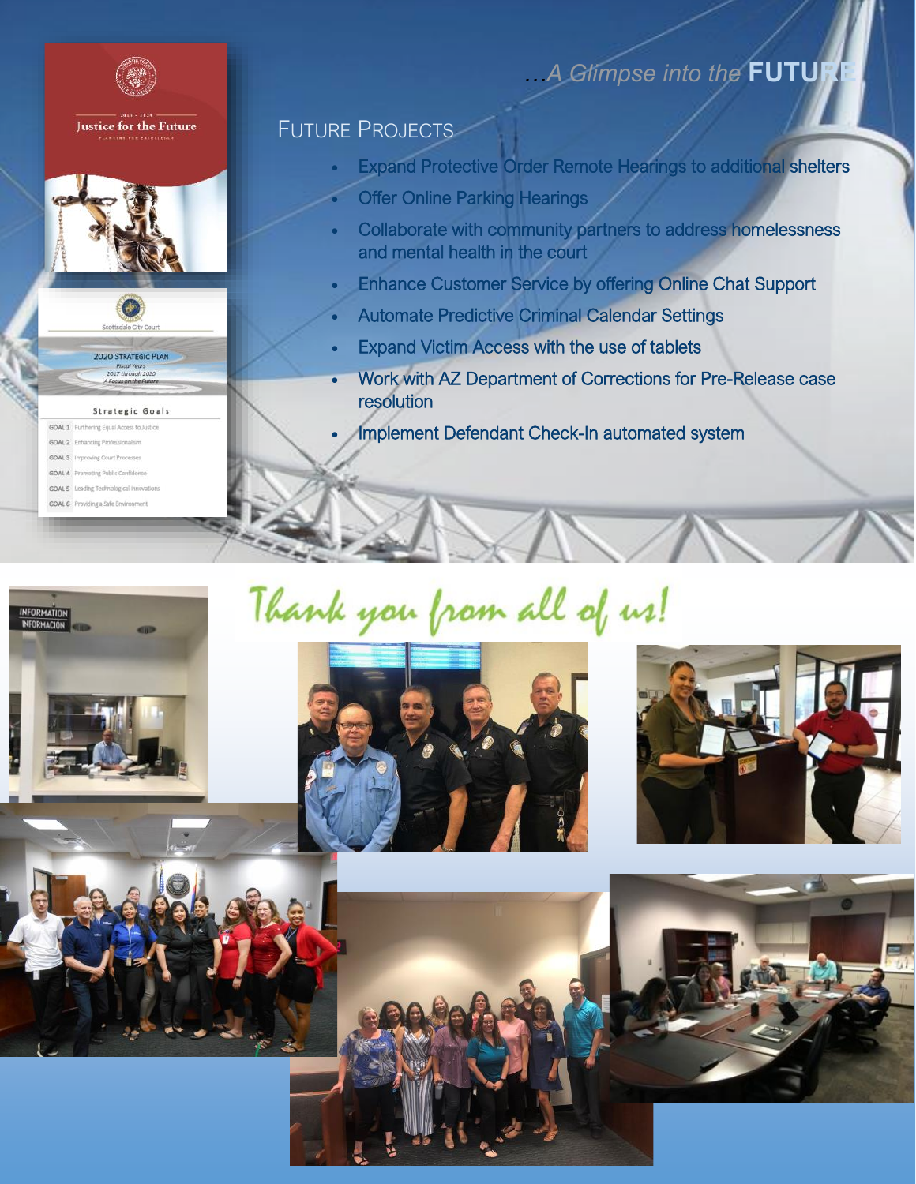*...A Glimpse into the* **FUTURE**

## Future Projects

- Expand Protective Order Remote Hearings to additional shelters
- Offer Online Parking Hearings
- Collaborate with community partners to address homelessness and mental health in the court
- Enhance Customer Service by offering Online Chat Support
- Automate Predictive Criminal Calendar Settings
- Expand Victim Access with the use of tablets
- Work with AZ Department of Corrections for Pre-Release case resolution
- Implement Defendant Check-In automated system

*Thank you from all of us!*